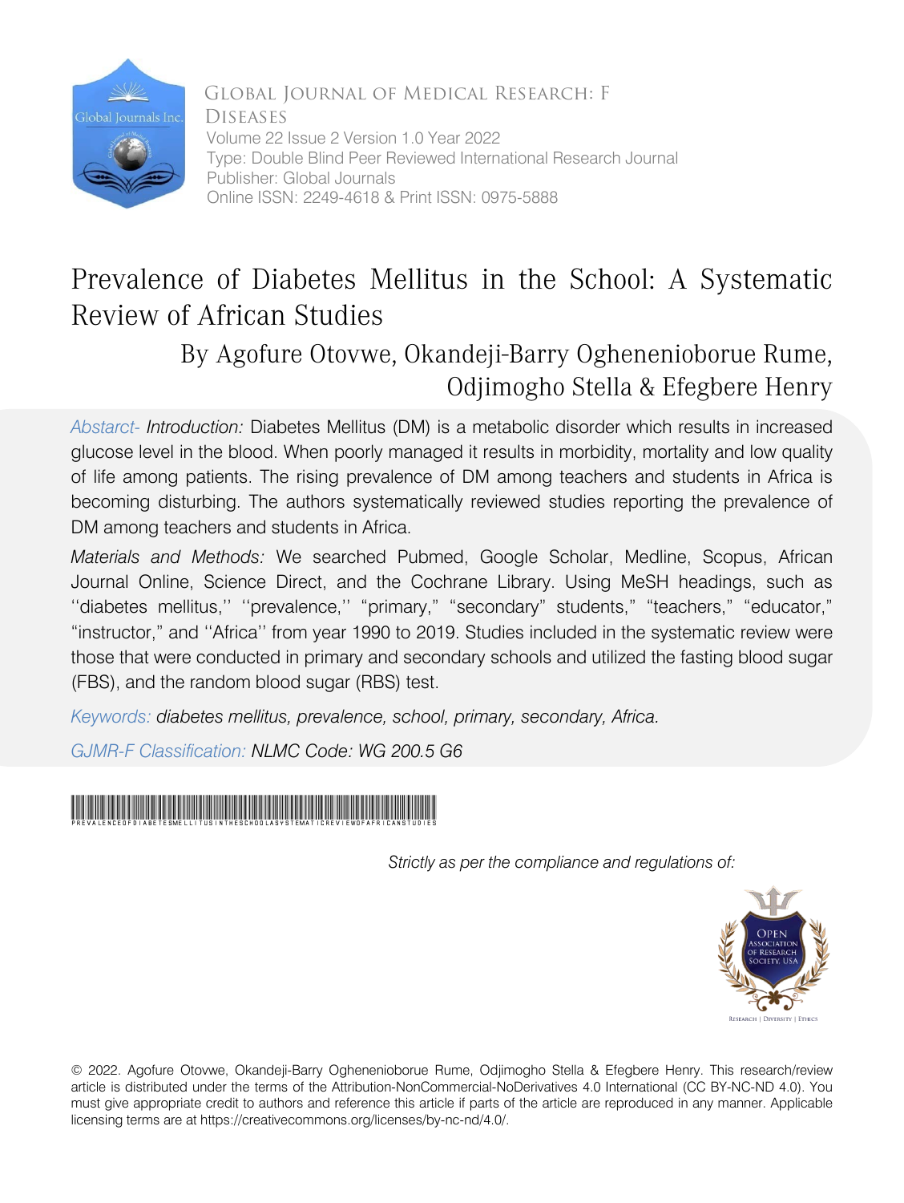Global Journal of Medical Research: F Diseases
Volume 22 Issue 2 Version 1.0 Year 2022
Type: Double Blind Peer Reviewed International Research Journal
Publisher: Global Journals
Online ISSN: 2249-4618 & Print ISSN: 0975-5888

# Prevalence of Diabetes Mellitus in the School: A Systematic Review of African Studies

By Agofure Otovwe, Okandeji-Barry Oghenenioborue Rume, Odjimogho Stella & Efegbere Henry

*Abstarct- Introduction:* Diabetes Mellitus (DM) is a metabolic disorder which results in increased glucose level in the blood. When poorly managed it results in morbidity, mortality and low quality of life among patients. The rising prevalence of DM among teachers and students in Africa is becoming disturbing. The authors systematically reviewed studies reporting the prevalence of DM among teachers and students in Africa.

*Materials and Methods:* We searched Pubmed, Google Scholar, Medline, Scopus, African Journal Online, Science Direct, and the Cochrane Library. Using MeSH headings, such as ''diabetes mellitus,'' ''prevalence,'' "primary," "secondary" students," "teachers," "educator," "instructor," and ''Africa'' from year 1990 to 2019. Studies included in the systematic review were those that were conducted in primary and secondary schools and utilized the fasting blood sugar (FBS), and the random blood sugar (RBS) test.

*Keywords: diabetes mellitus, prevalence, school, primary, secondary, Africa.*

*GJMR-F Classification: NLMC Code: WG 200.5 G6*

PREVALENCEOFDIABETESMELLITUSINTHESCHOOLASYSTEMATICREVIEWOFAFRICANSTUDIES

*Strictly as per the compliance and regulations of:*

© 2022. Agofure Otovwe, Okandeji-Barry Oghenenioborue Rume, Odjimogho Stella & Efegbere Henry. This research/review article is distributed under the terms of the Attribution-NonCommercial-NoDerivatives 4.0 International (CC BY-NC-ND 4.0). You must give appropriate credit to authors and reference this article if parts of the article are reproduced in any manner. Applicable licensing terms are at https://creativecommons.org/licenses/by-nc-nd/4.0/.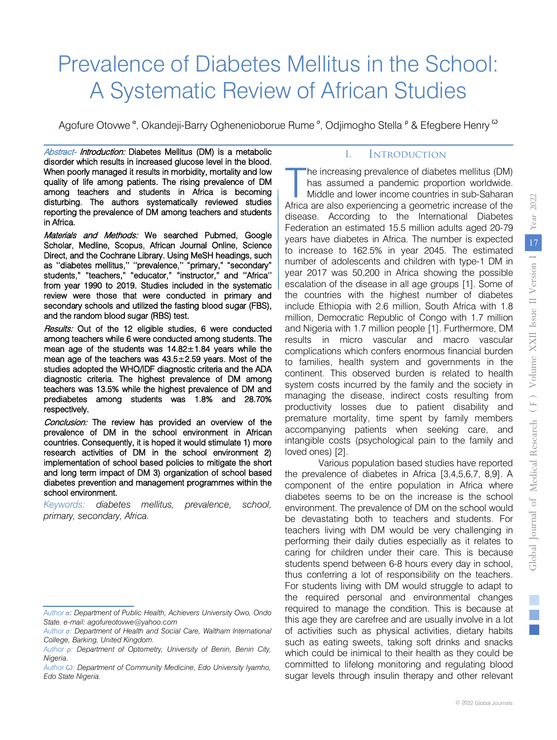# Prevalence of Diabetes Mellitus in the School: A Systematic Review of African Studies

Agofure Otovwe [α], Okandeji-Barry Oghenenioborue Rume [σ], Odjimogho Stella [ρ] & Efegbere Henry [Ѡ]

*Abstract- Introduction:* Diabetes Mellitus (DM) is a metabolic disorder which results in increased glucose level in the blood. When poorly managed it results in morbidity, mortality and low quality of life among patients. The rising prevalence of DM among teachers and students in Africa is becoming disturbing. The authors systematically reviewed studies reporting the prevalence of DM among teachers and students in Africa.

*Materials and Methods:* We searched Pubmed, Google Scholar, Medline, Scopus, African Journal Online, Science Direct, and the Cochrane Library. Using MeSH headings, such as ''diabetes mellitus,'' ''prevalence,'' "primary," "secondary" students," "teachers," "educator," "instructor," and ''Africa'' from year 1990 to 2019. Studies included in the systematic review were those that were conducted in primary and secondary schools and utilized the fasting blood sugar (FBS), and the random blood sugar (RBS) test.

*Results:* Out of the 12 eligible studies, 6 were conducted among teachers while 6 were conducted among students. The mean age of the students was 14.82±1.84 years while the mean age of the teachers was 43.5±2.59 years. Most of the studies adopted the WHO/IDF diagnostic criteria and the ADA diagnostic criteria. The highest prevalence of DM among teachers was 13.5% while the highest prevalence of DM and prediabetes among students was 1.8% and 28.70% respectively.

*Conclusion:* The review has provided an overview of the prevalence of DM in the school environment in African countries. Consequently, it is hoped it would stimulate 1) more research activities of DM in the school environment 2) implementation of school based policies to mitigate the short and long term impact of DM 3) organization of school based diabetes prevention and management programmes within the school environment.

*Keywords: diabetes mellitus, prevalence, school, primary, secondary, Africa.*

*Author α: Department of Public Health, Achievers University Owo, Ondo State. e-mail: agofureotowve@yahoo.com*

*Author σ: Department of Health and Social Care, Waltham International College, Barking, United Kingdom.*

*Author ρ: Department of Optometry, University of Benin, Benin City, Nigeria.*

*Author Ѡ: Department of Community Medicine, Edo University Iyamho, Edo State Nigeria.*

## I. Introduction

The increasing prevalence of diabetes mellitus (DM) has assumed a pandemic proportion worldwide. Middle and lower income countries in sub-Saharan Africa are also experiencing a geometric increase of the disease. According to the International Diabetes Federation an estimated 15.5 million adults aged 20-79 years have diabetes in Africa. The number is expected to increase to 162.5% in year 2045. The estimated number of adolescents and children with type-1 DM in year 2017 was 50,200 in Africa showing the possible escalation of the disease in all age groups [1]. Some of the countries with the highest number of diabetes include Ethiopia with 2.6 million, South Africa with 1.8 million, Democratic Republic of Congo with 1.7 million and Nigeria with 1.7 million people [1]. Furthermore, DM results in micro vascular and macro vascular complications which confers enormous financial burden to families, health system and governments in the continent. This observed burden is related to health system costs incurred by the family and the society in managing the disease, indirect costs resulting from productivity losses due to patient disability and premature mortality, time spent by family members accompanying patients when seeking care, and intangible costs (psychological pain to the family and loved ones) [2].

Various population based studies have reported the prevalence of diabetes in Africa [3,4,5,6,7, 8,9]. A component of the entire population in Africa where diabetes seems to be on the increase is the school environment. The prevalence of DM on the school would be devastating both to teachers and students. For teachers living with DM would be very challenging in performing their daily duties especially as it relates to caring for children under their care. This is because students spend between 6-8 hours every day in school, thus conferring a lot of responsibility on the teachers. For students living with DM would struggle to adapt to the required personal and environmental changes required to manage the condition. This is because at this age they are carefree and are usually involve in a lot of activities such as physical activities, dietary habits such as eating sweets, taking soft drinks and snacks which could be inimical to their health as they could be committed to lifelong monitoring and regulating blood sugar levels through insulin therapy and other relevant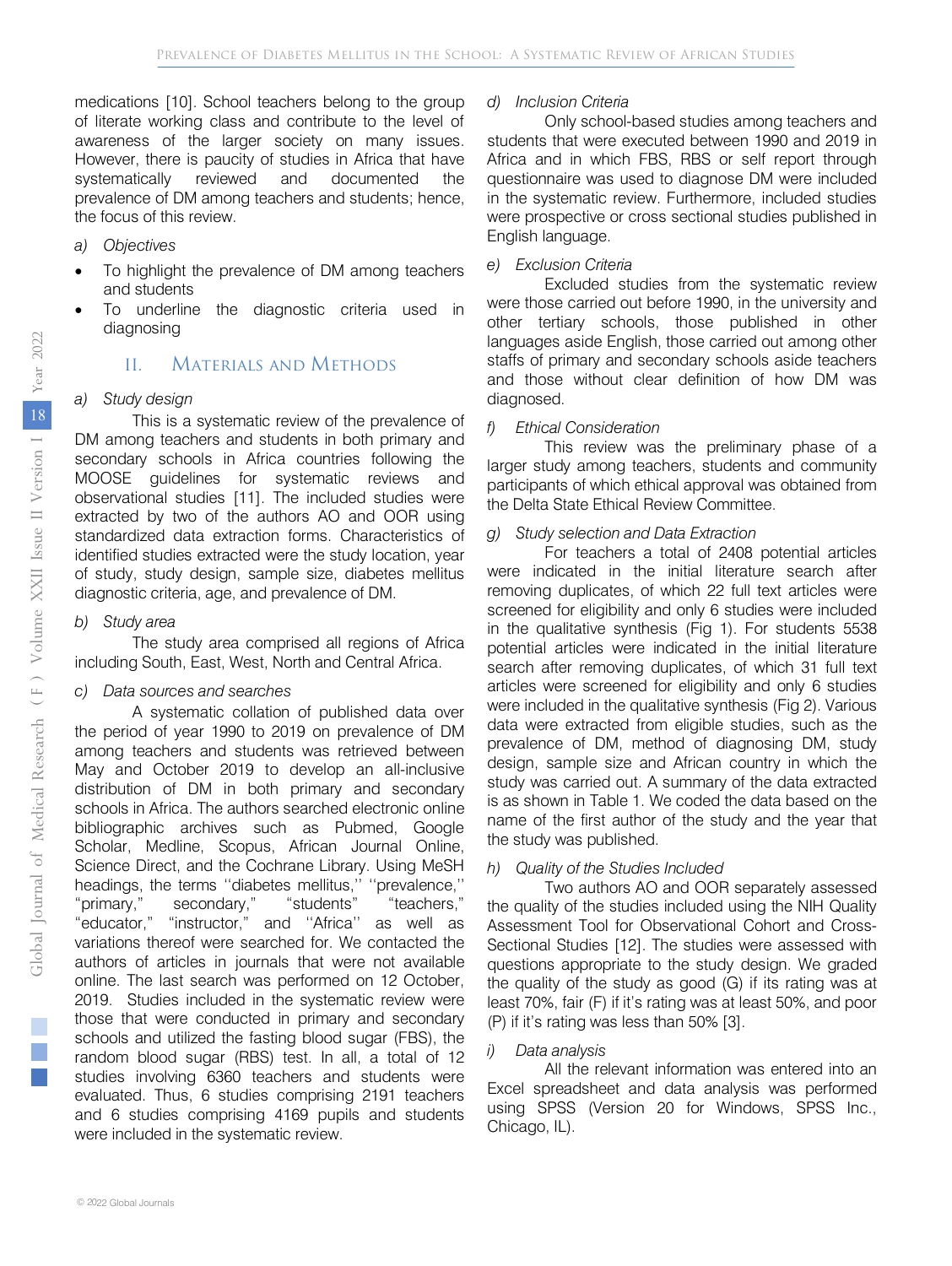medications [10]. School teachers belong to the group of literate working class and contribute to the level of awareness of the larger society on many issues. However, there is paucity of studies in Africa that have systematically reviewed and documented the prevalence of DM among teachers and students; hence, the focus of this review.

*a) Objectives*

- To highlight the prevalence of DM among teachers and students
- To underline the diagnostic criteria used in diagnosing

## II. Materials and Methods

*a) Study design*

This is a systematic review of the prevalence of DM among teachers and students in both primary and secondary schools in Africa countries following the MOOSE guidelines for systematic reviews and observational studies [11]. The included studies were extracted by two of the authors AO and OOR using standardized data extraction forms. Characteristics of identified studies extracted were the study location, year of study, study design, sample size, diabetes mellitus diagnostic criteria, age, and prevalence of DM.

*b) Study area*

The study area comprised all regions of Africa including South, East, West, North and Central Africa.

*c) Data sources and searches*

A systematic collation of published data over the period of year 1990 to 2019 on prevalence of DM among teachers and students was retrieved between May and October 2019 to develop an all-inclusive distribution of DM in both primary and secondary schools in Africa. The authors searched electronic online bibliographic archives such as Pubmed, Google Scholar, Medline, Scopus, African Journal Online, Science Direct, and the Cochrane Library. Using MeSH headings, the terms ''diabetes mellitus,'' ''prevalence,'' "primary," secondary," "students" "teachers," "educator," "instructor," and ''Africa'' as well as variations thereof were searched for. We contacted the authors of articles in journals that were not available online. The last search was performed on 12 October, 2019. Studies included in the systematic review were those that were conducted in primary and secondary schools and utilized the fasting blood sugar (FBS), the random blood sugar (RBS) test. In all, a total of 12 studies involving 6360 teachers and students were evaluated. Thus, 6 studies comprising 2191 teachers and 6 studies comprising 4169 pupils and students were included in the systematic review.

*d) Inclusion Criteria*

Only school-based studies among teachers and students that were executed between 1990 and 2019 in Africa and in which FBS, RBS or self report through questionnaire was used to diagnose DM were included in the systematic review. Furthermore, included studies were prospective or cross sectional studies published in English language.

*e) Exclusion Criteria*

Excluded studies from the systematic review were those carried out before 1990, in the university and other tertiary schools, those published in other languages aside English, those carried out among other staffs of primary and secondary schools aside teachers and those without clear definition of how DM was diagnosed.

*f) Ethical Consideration*

This review was the preliminary phase of a larger study among teachers, students and community participants of which ethical approval was obtained from the Delta State Ethical Review Committee.

*g) Study selection and Data Extraction*

For teachers a total of 2408 potential articles were indicated in the initial literature search after removing duplicates, of which 22 full text articles were screened for eligibility and only 6 studies were included in the qualitative synthesis (Fig 1). For students 5538 potential articles were indicated in the initial literature search after removing duplicates, of which 31 full text articles were screened for eligibility and only 6 studies were included in the qualitative synthesis (Fig 2). Various data were extracted from eligible studies, such as the prevalence of DM, method of diagnosing DM, study design, sample size and African country in which the study was carried out. A summary of the data extracted is as shown in Table 1. We coded the data based on the name of the first author of the study and the year that the study was published.

*h) Quality of the Studies Included*

Two authors AO and OOR separately assessed the quality of the studies included using the NIH Quality Assessment Tool for Observational Cohort and Cross-Sectional Studies [12]. The studies were assessed with questions appropriate to the study design. We graded the quality of the study as good (G) if its rating was at least 70%, fair (F) if it's rating was at least 50%, and poor (P) if it's rating was less than 50% [3].

*i) Data analysis*

All the relevant information was entered into an Excel spreadsheet and data analysis was performed using SPSS (Version 20 for Windows, SPSS Inc., Chicago, IL).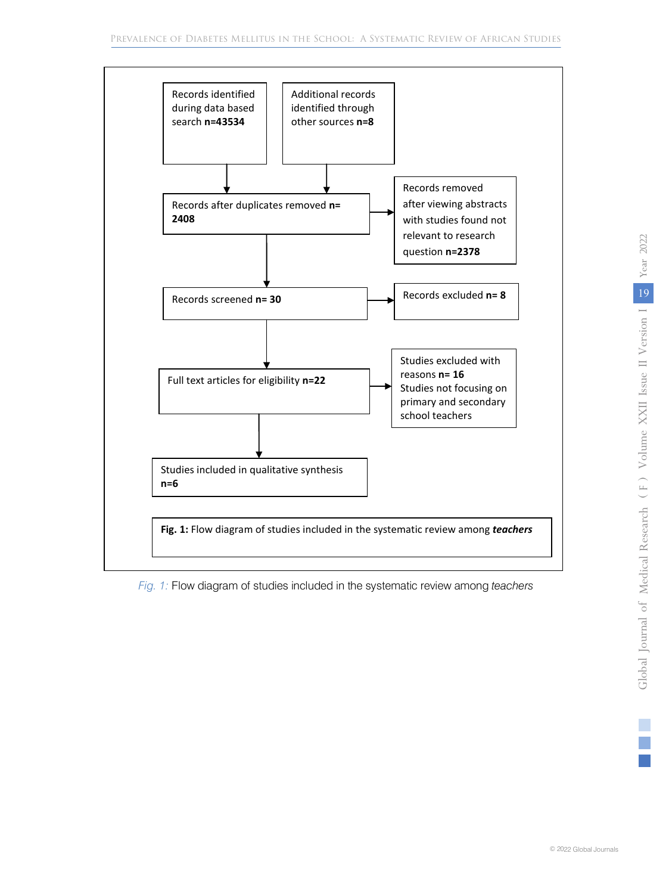Records identified during data based search **n=43534**

Additional records identified through other sources **n=8**

Records after duplicates removed **n= 2408**

Records removed after viewing abstracts with studies found not relevant to research question **n=2378**

Records screened **n= 30**

Records excluded **n= 8**

Full text articles for eligibility **n=22**

Studies excluded with reasons **n= 16** Studies not focusing on primary and secondary school teachers

Studies included in qualitative synthesis **n=6**

**Fig. 1:** Flow diagram of studies included in the systematic review among ***teachers***

*Fig. 1:* Flow diagram of studies included in the systematic review among *teachers*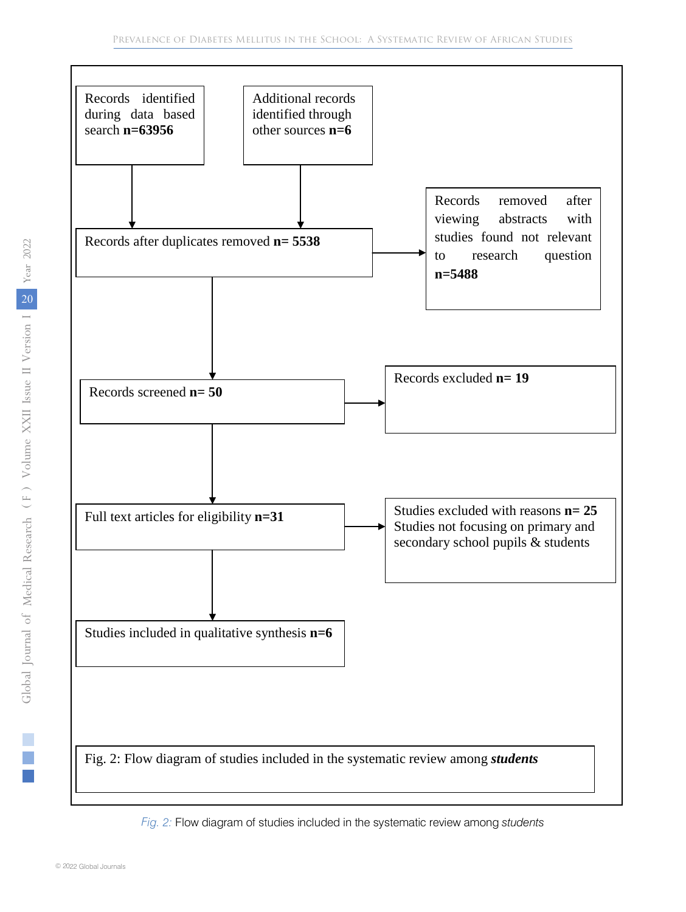Records identified during data based search **n=63956**

Additional records identified through other sources **n=6**

Records after duplicates removed **n= 5538**

Records removed after viewing abstracts with studies found not relevant to research question **n=5488**

Records screened **n= 50**

Records excluded **n= 19**

Full text articles for eligibility **n=31**

Studies excluded with reasons **n= 25** Studies not focusing on primary and secondary school pupils & students

Studies included in qualitative synthesis **n=6**

Fig. 2: Flow diagram of studies included in the systematic review among ***students***

*Fig. 2:* Flow diagram of studies included in the systematic review among *students*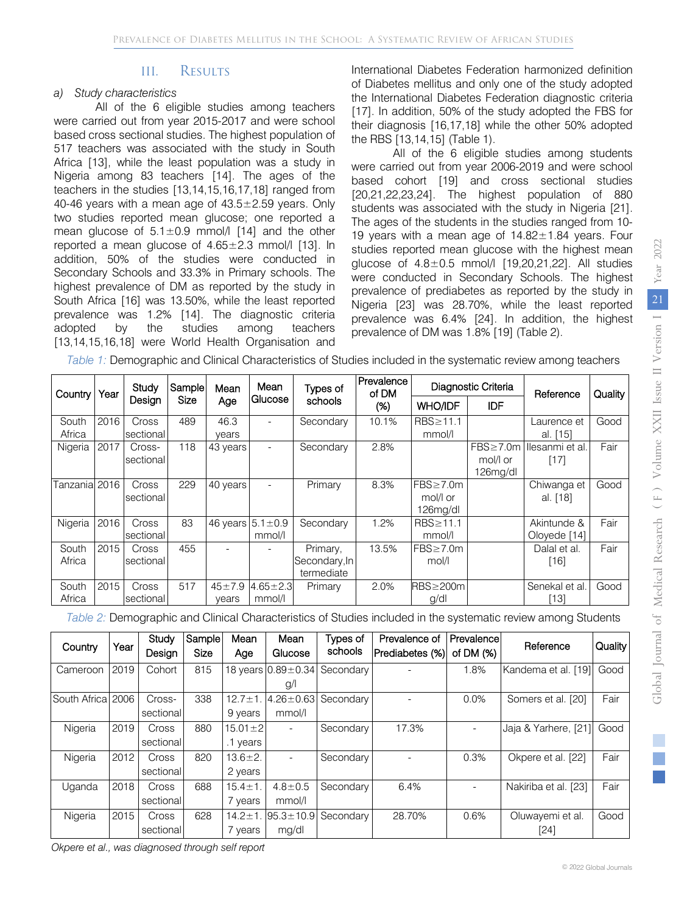## III. Results

### a) Study characteristics

All of the 6 eligible studies among teachers were carried out from year 2015-2017 and were school based cross sectional studies. The highest population of 517 teachers was associated with the study in South Africa [13], while the least population was a study in Nigeria among 83 teachers [14]. The ages of the teachers in the studies [13,14,15,16,17,18] ranged from 40-46 years with a mean age of 43.5±2.59 years. Only two studies reported mean glucose; one reported a mean glucose of 5.1±0.9 mmol/l [14] and the other reported a mean glucose of 4.65±2.3 mmol/l [13]. In addition, 50% of the studies were conducted in Secondary Schools and 33.3% in Primary schools. The highest prevalence of DM as reported by the study in South Africa [16] was 13.50%, while the least reported prevalence was 1.2% [14]. The diagnostic criteria adopted by the studies among teachers [13,14,15,16,18] were World Health Organisation and International Diabetes Federation harmonized definition of Diabetes mellitus and only one of the study adopted the International Diabetes Federation diagnostic criteria [17]. In addition, 50% of the study adopted the FBS for their diagnosis [16,17,18] while the other 50% adopted the RBS [13,14,15] (Table 1).

All of the 6 eligible studies among students were carried out from year 2006-2019 and were school based cohort [19] and cross sectional studies [20,21,22,23,24]. The highest population of 880 students was associated with the study in Nigeria [21]. The ages of the students in the studies ranged from 10-19 years with a mean age of 14.82±1.84 years. Four studies reported mean glucose with the highest mean glucose of 4.8±0.5 mmol/l [19,20,21,22]. All studies were conducted in Secondary Schools. The highest prevalence of prediabetes as reported by the study in Nigeria [23] was 28.70%, while the least reported prevalence was 6.4% [24]. In addition, the highest prevalence of DM was 1.8% [19] (Table 2).

*Table 1:* Demographic and Clinical Characteristics of Studies included in the systematic review among teachers

| Country | Year | Study Design | Sample Size | Mean Age | Mean Glucose | Types of schools | Prevalence of DM (%) | Diagnostic Criteria | | Reference | Quality |
|---|---|---|---|---|---|---|---|---|---|---|---|
| | | | | | | | | WHO/IDF | IDF | | |
| South Africa | 2016 | Cross sectional | 489 | 46.3 years | - | Secondary | 10.1% | RBS≥11.1 mmol/l | | Laurence et al. [15] | Good |
| Nigeria | 2017 | Cross-sectional | 118 | 43 years | - | Secondary | 2.8% | | FBS≥7.0mmol/l or 126mg/dl | Ilesanmi et al. [17] | Fair |
| Tanzania | 2016 | Cross sectional | 229 | 40 years | - | Primary | 8.3% | FBS≥7.0mmol/l or 126mg/dl | | Chiwanga et al. [18] | Good |
| Nigeria | 2016 | Cross sectional | 83 | 46 years | 5.1±0.9 mmol/l | Secondary | 1.2% | RBS≥11.1 mmol/l | | Akintunde & Oloyede [14] | Fair |
| South Africa | 2015 | Cross sectional | 455 | - | - | Primary, Secondary, Intermediate | 13.5% | FBS≥7.0mmol/l | | Dalal et al. [16] | Fair |
| South Africa | 2015 | Cross sectional | 517 | 45±7.9 years | 4.65±2.3 mmol/l | Primary | 2.0% | RBS≥200mg/dl | | Senekal et al. [13] | Good |

*Table 2:* Demographic and Clinical Characteristics of Studies included in the systematic review among Students

| Country | Year | Study Design | Sample Size | Mean Age | Mean Glucose | Types of schools | Prevalence of Prediabetes (%) | Prevalence of DM (%) | Reference | Quality |
|---|---|---|---|---|---|---|---|---|---|---|
| Cameroon | 2019 | Cohort | 815 | 18 years | 0.89±0.34 g/l | Secondary | - | 1.8% | Kandema et al. [19] | Good |
| South Africa | 2006 | Cross-sectional | 338 | 12.7±1.9 years | 4.26±0.63 mmol/l | Secondary | - | 0.0% | Somers et al. [20] | Fair |
| Nigeria | 2019 | Cross sectional | 880 | 15.01±2.1 years | - | Secondary | 17.3% | - | Jaja & Yarhere, [21] | Good |
| Nigeria | 2012 | Cross sectional | 820 | 13.6±2.2 years | - | Secondary | - | 0.3% | Okpere et al. [22] | Fair |
| Uganda | 2018 | Cross sectional | 688 | 15.4±1.7 years | 4.8±0.5 mmol/l | Secondary | 6.4% | - | Nakiriba et al. [23] | Fair |
| Nigeria | 2015 | Cross sectional | 628 | 14.2±1.7 years | 95.3±10.9 mg/dl | Secondary | 28.70% | 0.6% | Oluwayemi et al. [24] | Good |

*Okpere et al., was diagnosed through self report*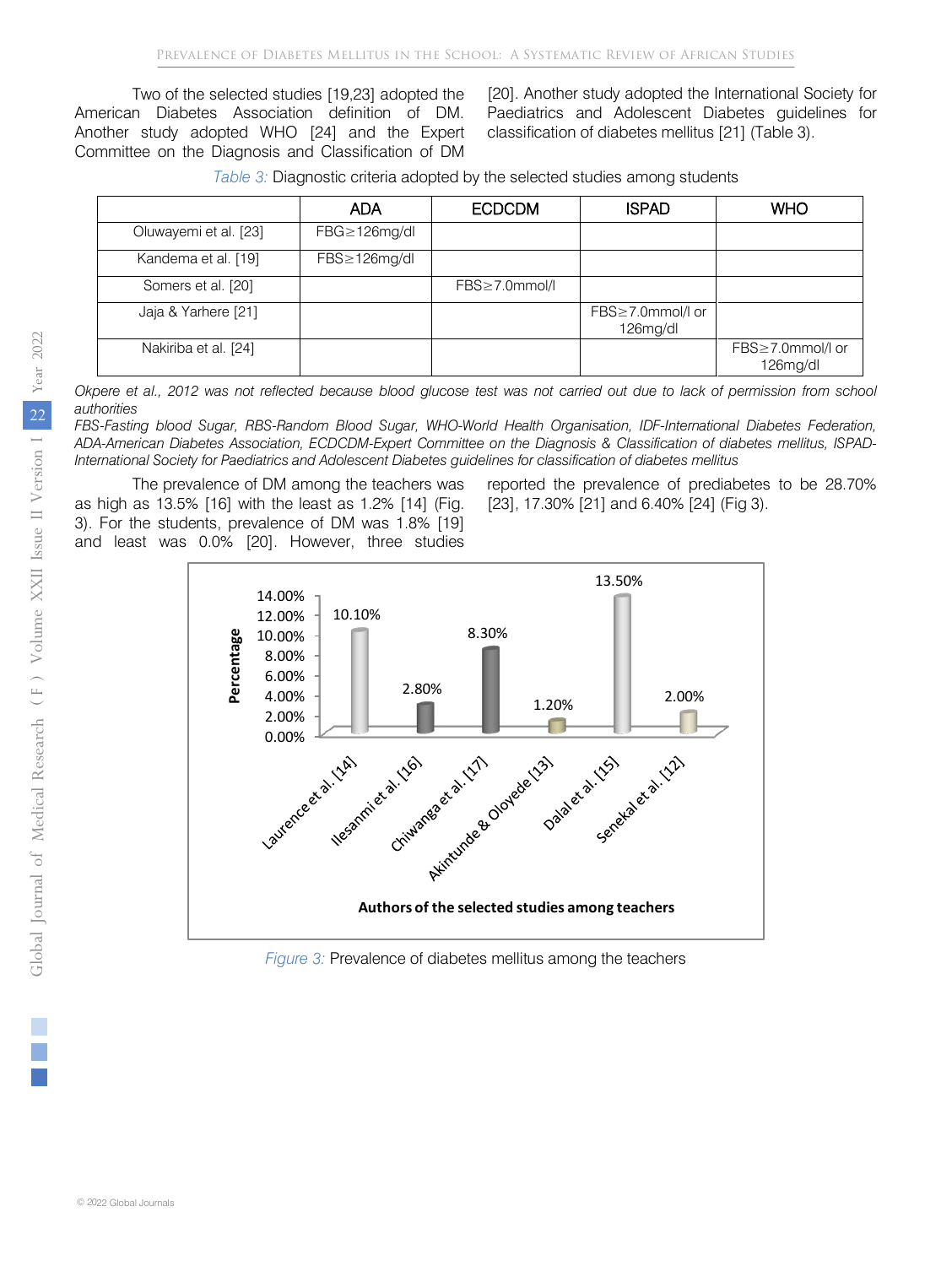Two of the selected studies [19,23] adopted the American Diabetes Association definition of DM. Another study adopted WHO [24] and the Expert Committee on the Diagnosis and Classification of DM [20]. Another study adopted the International Society for Paediatrics and Adolescent Diabetes guidelines for classification of diabetes mellitus [21] (Table 3).

*Table 3:* Diagnostic criteria adopted by the selected studies among students

| | ADA | ECDCDM | ISPAD | WHO |
|---|---|---|---|---|
| Oluwayemi et al. [23] | FBG≥126mg/dl | | | |
| Kandema et al. [19] | FBS≥126mg/dl | | | |
| Somers et al. [20] | | FBS≥7.0mmol/l | | |
| Jaja & Yarhere [21] | | | FBS≥7.0mmol/l or 126mg/dl | |
| Nakiriba et al. [24] | | | | FBS≥7.0mmol/l or 126mg/dl |

*Okpere et al., 2012 was not reflected because blood glucose test was not carried out due to lack of permission from school authorities*

*FBS-Fasting blood Sugar, RBS-Random Blood Sugar, WHO-World Health Organisation, IDF-International Diabetes Federation, ADA-American Diabetes Association, ECDCDM-Expert Committee on the Diagnosis & Classification of diabetes mellitus, ISPAD-International Society for Paediatrics and Adolescent Diabetes guidelines for classification of diabetes mellitus*

The prevalence of DM among the teachers was as high as 13.5% [16] with the least as 1.2% [14] (Fig. 3). For the students, prevalence of DM was 1.8% [19] and least was 0.0% [20]. However, three studies reported the prevalence of prediabetes to be 28.70% [23], 17.30% [21] and 6.40% [24] (Fig 3).

*Figure 3:* Prevalence of diabetes mellitus among the teachers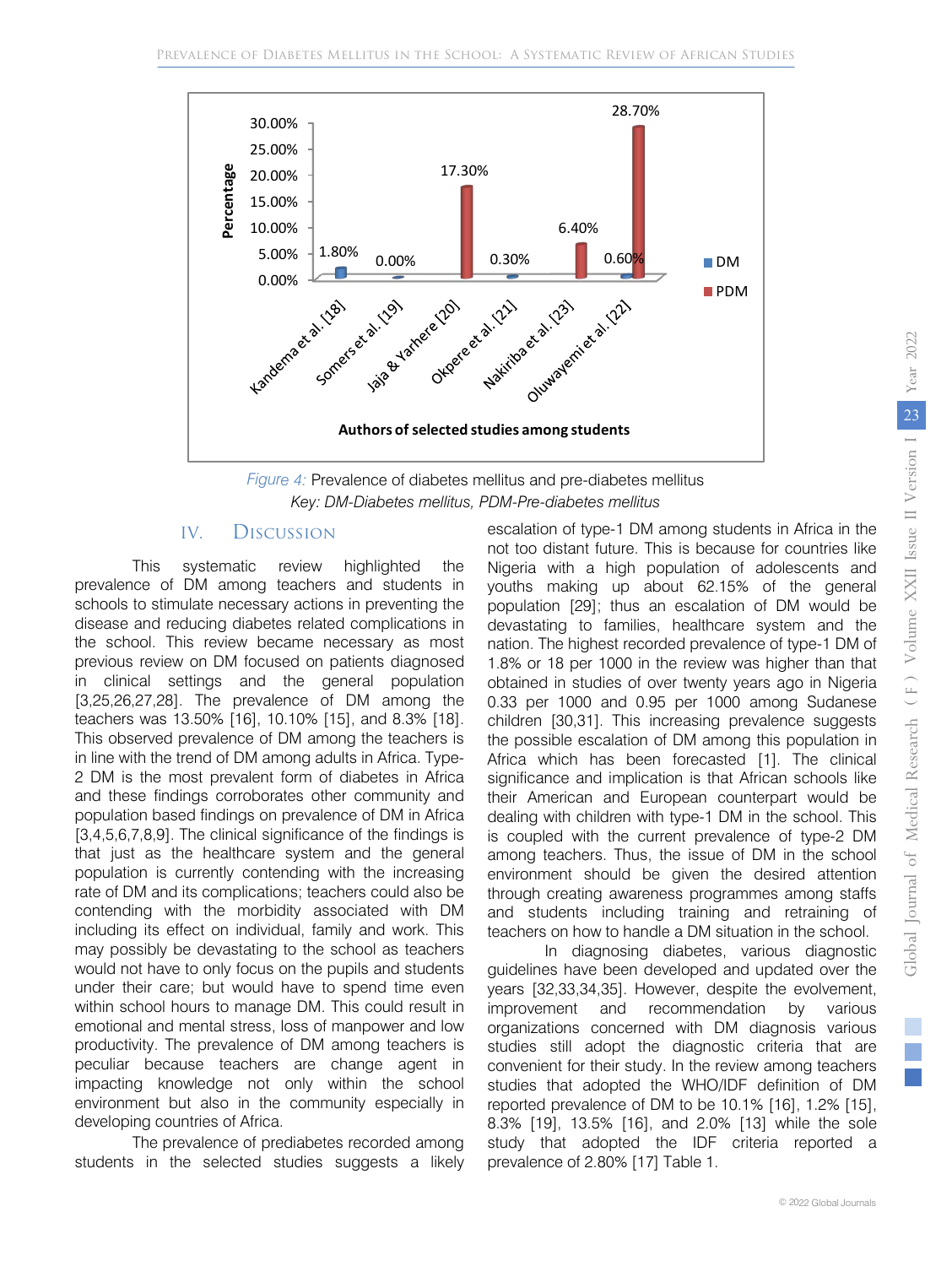Figure 4: Prevalence of diabetes mellitus and pre-diabetes mellitus

Key: DM-Diabetes mellitus, PDM-Pre-diabetes mellitus

## IV. Discussion

This systematic review highlighted the prevalence of DM among teachers and students in schools to stimulate necessary actions in preventing the disease and reducing diabetes related complications in the school. This review became necessary as most previous review on DM focused on patients diagnosed in clinical settings and the general population [3,25,26,27,28]. The prevalence of DM among the teachers was 13.50% [16], 10.10% [15], and 8.3% [18]. This observed prevalence of DM among the teachers is in line with the trend of DM among adults in Africa. Type-2 DM is the most prevalent form of diabetes in Africa and these findings corroborates other community and population based findings on prevalence of DM in Africa [3,4,5,6,7,8,9]. The clinical significance of the findings is that just as the healthcare system and the general population is currently contending with the increasing rate of DM and its complications; teachers could also be contending with the morbidity associated with DM including its effect on individual, family and work. This may possibly be devastating to the school as teachers would not have to only focus on the pupils and students under their care; but would have to spend time even within school hours to manage DM. This could result in emotional and mental stress, loss of manpower and low productivity. The prevalence of DM among teachers is peculiar because teachers are change agent in impacting knowledge not only within the school environment but also in the community especially in developing countries of Africa.

The prevalence of prediabetes recorded among students in the selected studies suggests a likely escalation of type-1 DM among students in Africa in the not too distant future. This is because for countries like Nigeria with a high population of adolescents and youths making up about 62.15% of the general population [29]; thus an escalation of DM would be devastating to families, healthcare system and the nation. The highest recorded prevalence of type-1 DM of 1.8% or 18 per 1000 in the review was higher than that obtained in studies of over twenty years ago in Nigeria 0.33 per 1000 and 0.95 per 1000 among Sudanese children [30,31]. This increasing prevalence suggests the possible escalation of DM among this population in Africa which has been forecasted [1]. The clinical significance and implication is that African schools like their American and European counterpart would be dealing with children with type-1 DM in the school. This is coupled with the current prevalence of type-2 DM among teachers. Thus, the issue of DM in the school environment should be given the desired attention through creating awareness programmes among staffs and students including training and retraining of teachers on how to handle a DM situation in the school.

In diagnosing diabetes, various diagnostic guidelines have been developed and updated over the years [32,33,34,35]. However, despite the evolvement, improvement and recommendation by various organizations concerned with DM diagnosis various studies still adopt the diagnostic criteria that are convenient for their study. In the review among teachers studies that adopted the WHO/IDF definition of DM reported prevalence of DM to be 10.1% [16], 1.2% [15], 8.3% [19], 13.5% [16], and 2.0% [13] while the sole study that adopted the IDF criteria reported a prevalence of 2.80% [17] Table 1.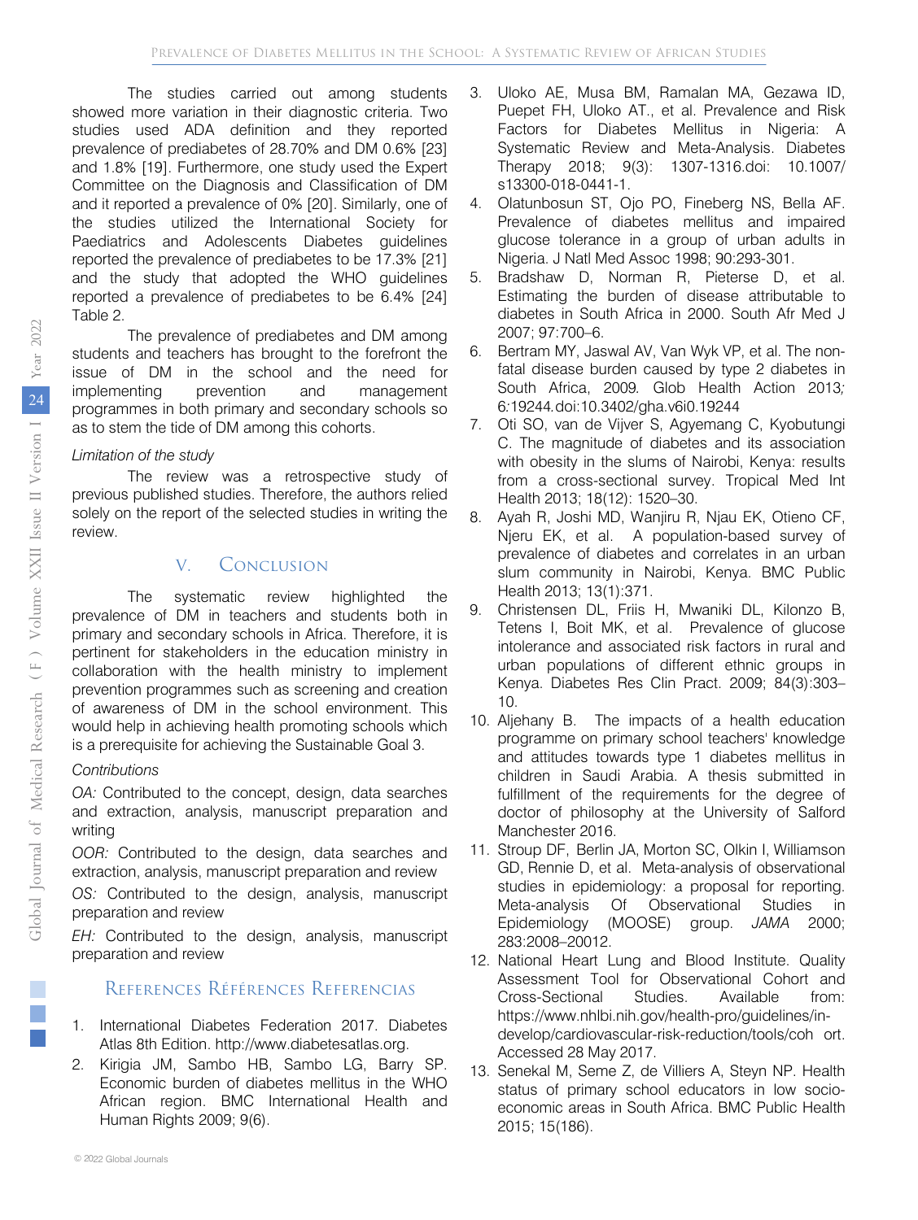The studies carried out among students showed more variation in their diagnostic criteria. Two studies used ADA definition and they reported prevalence of prediabetes of 28.70% and DM 0.6% [23] and 1.8% [19]. Furthermore, one study used the Expert Committee on the Diagnosis and Classification of DM and it reported a prevalence of 0% [20]. Similarly, one of the studies utilized the International Society for Paediatrics and Adolescents Diabetes guidelines reported the prevalence of prediabetes to be 17.3% [21] and the study that adopted the WHO guidelines reported a prevalence of prediabetes to be 6.4% [24] Table 2.

The prevalence of prediabetes and DM among students and teachers has brought to the forefront the issue of DM in the school and the need for implementing prevention and management programmes in both primary and secondary schools so as to stem the tide of DM among this cohorts.

*Limitation of the study*

The review was a retrospective study of previous published studies. Therefore, the authors relied solely on the report of the selected studies in writing the review.

## V. Conclusion

The systematic review highlighted the prevalence of DM in teachers and students both in primary and secondary schools in Africa. Therefore, it is pertinent for stakeholders in the education ministry in collaboration with the health ministry to implement prevention programmes such as screening and creation of awareness of DM in the school environment. This would help in achieving health promoting schools which is a prerequisite for achieving the Sustainable Goal 3.

*Contributions*

*OA:* Contributed to the concept, design, data searches and extraction, analysis, manuscript preparation and writing

*OOR:* Contributed to the design, data searches and extraction, analysis, manuscript preparation and review

*OS:* Contributed to the design, analysis, manuscript preparation and review

*EH:* Contributed to the design, analysis, manuscript preparation and review

## References Références Referencias

1. International Diabetes Federation 2017. Diabetes Atlas 8th Edition. http://www.diabetesatlas.org.
2. Kirigia JM, Sambo HB, Sambo LG, Barry SP. Economic burden of diabetes mellitus in the WHO African region. BMC International Health and Human Rights 2009; 9(6).
3. Uloko AE, Musa BM, Ramalan MA, Gezawa ID, Puepet FH, Uloko AT., et al. Prevalence and Risk Factors for Diabetes Mellitus in Nigeria: A Systematic Review and Meta-Analysis. Diabetes Therapy 2018; 9(3): 1307-1316.doi: 10.1007/s13300-018-0441-1.
4. Olatunbosun ST, Ojo PO, Fineberg NS, Bella AF. Prevalence of diabetes mellitus and impaired glucose tolerance in a group of urban adults in Nigeria. J Natl Med Assoc 1998; 90:293-301.
5. Bradshaw D, Norman R, Pieterse D, et al. Estimating the burden of disease attributable to diabetes in South Africa in 2000. South Afr Med J 2007; 97:700–6.
6. Bertram MY, Jaswal AV, Van Wyk VP, et al. The non-fatal disease burden caused by type 2 diabetes in South Africa, 2009. Glob Health Action 2013; 6:19244.doi:10.3402/gha.v6i0.19244
7. Oti SO, van de Vijver S, Agyemang C, Kyobutungi C. The magnitude of diabetes and its association with obesity in the slums of Nairobi, Kenya: results from a cross-sectional survey. Tropical Med Int Health 2013; 18(12): 1520–30.
8. Ayah R, Joshi MD, Wanjiru R, Njau EK, Otieno CF, Njeru EK, et al. A population-based survey of prevalence of diabetes and correlates in an urban slum community in Nairobi, Kenya. BMC Public Health 2013; 13(1):371.
9. Christensen DL, Friis H, Mwaniki DL, Kilonzo B, Tetens I, Boit MK, et al. Prevalence of glucose intolerance and associated risk factors in rural and urban populations of different ethnic groups in Kenya. Diabetes Res Clin Pract. 2009; 84(3):303–10.
10. Aljehany B. The impacts of a health education programme on primary school teachers' knowledge and attitudes towards type 1 diabetes mellitus in children in Saudi Arabia. A thesis submitted in fulfillment of the requirements for the degree of doctor of philosophy at the University of Salford Manchester 2016.
11. Stroup DF, Berlin JA, Morton SC, Olkin I, Williamson GD, Rennie D, et al. Meta-analysis of observational studies in epidemiology: a proposal for reporting. Meta-analysis Of Observational Studies in Epidemiology (MOOSE) group. *JAMA* 2000; 283:2008–20012.
12. National Heart Lung and Blood Institute. Quality Assessment Tool for Observational Cohort and Cross-Sectional Studies. Available from: https://www.nhlbi.nih.gov/health-pro/guidelines/in-develop/cardiovascular-risk-reduction/tools/coh ort. Accessed 28 May 2017.
13. Senekal M, Seme Z, de Villiers A, Steyn NP. Health status of primary school educators in low socio-economic areas in South Africa. BMC Public Health 2015; 15(186).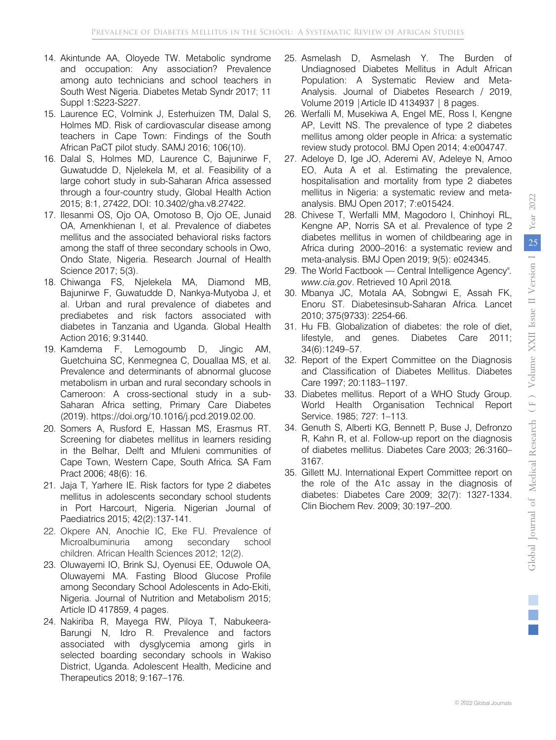14. Akintunde AA, Oloyede TW. Metabolic syndrome and occupation: Any association? Prevalence among auto technicians and school teachers in South West Nigeria. Diabetes Metab Syndr 2017; 11 Suppl 1:S223-S227.
15. Laurence EC, Volmink J, Esterhuizen TM, Dalal S, Holmes MD. Risk of cardiovascular disease among teachers in Cape Town: Findings of the South African PaCT pilot study. SAMJ 2016; 106(10).
16. Dalal S, Holmes MD, Laurence C, Bajunirwe F, Guwatudde D, Njelekela M, et al. Feasibility of a large cohort study in sub-Saharan Africa assessed through a four-country study, Global Health Action 2015; 8:1, 27422, DOI: 10.3402/gha.v8.27422.
17. Ilesanmi OS, Ojo OA, Omotoso B, Ojo OE, Junaid OA, Amenkhienan I, et al. Prevalence of diabetes mellitus and the associated behavioral risks factors among the staff of three secondary schools in Owo, Ondo State, Nigeria. Research Journal of Health Science 2017; 5(3).
18. Chiwanga FS, Njelekela MA, Diamond MB, Bajunirwe F, Guwatudde D, Nankya-Mutyoba J, et al. Urban and rural prevalence of diabetes and prediabetes and risk factors associated with diabetes in Tanzania and Uganda. Global Health Action 2016; 9:31440.
19. Kamdema F, Lemogoumb D, Jingic AM, Guetchuina SC, Kenmegnea C, Douallaa MS, et al. Prevalence and determinants of abnormal glucose metabolism in urban and rural secondary schools in Cameroon: A cross-sectional study in a sub-Saharan Africa setting, Primary Care Diabetes (2019). https://doi.org/10.1016/j.pcd.2019.02.00.
20. Somers A, Rusford E, Hassan MS, Erasmus RT. Screening for diabetes mellitus in learners residing in the Belhar, Delft and Mfuleni communities of Cape Town, Western Cape, South Africa. SA Fam Pract 2006; 48(6): 16.
21. Jaja T, Yarhere IE. Risk factors for type 2 diabetes mellitus in adolescents secondary school students in Port Harcourt, Nigeria. Nigerian Journal of Paediatrics 2015; 42(2):137-141.
22. Okpere AN, Anochie IC, Eke FU. Prevalence of Microalbuminuria among secondary school children. African Health Sciences 2012; 12(2).
23. Oluwayemi IO, Brink SJ, Oyenusi EE, Oduwole OA, Oluwayemi MA. Fasting Blood Glucose Profile among Secondary School Adolescents in Ado-Ekiti, Nigeria. Journal of Nutrition and Metabolism 2015; Article ID 417859, 4 pages.
24. Nakiriba R, Mayega RW, Piloya T, Nakabueera-Barungi N, Idro R. Prevalence and factors associated with dysglycemia among girls in selected boarding secondary schools in Wakiso District, Uganda. Adolescent Health, Medicine and Therapeutics 2018; 9:167–176.
25. Asmelash D, Asmelash Y. The Burden of Undiagnosed Diabetes Mellitus in Adult African Population: A Systematic Review and Meta-Analysis. Journal of Diabetes Research / 2019, Volume 2019 |Article ID 4134937 | 8 pages.
26. Werfalli M, Musekiwa A, Engel ME, Ross I, Kengne AP, Levitt NS. The prevalence of type 2 diabetes mellitus among older people in Africa: a systematic review study protocol. BMJ Open 2014; 4:e004747.
27. Adeloye D, Ige JO, Aderemi AV, Adeleye N, Amoo EO, Auta A et al. Estimating the prevalence, hospitalisation and mortality from type 2 diabetes mellitus in Nigeria: a systematic review and meta-analysis. BMJ Open 2017; 7:e015424.
28. Chivese T, Werfalli MM, Magodoro I, Chinhoyi RL, Kengne AP, Norris SA et al. Prevalence of type 2 diabetes mellitus in women of childbearing age in Africa during 2000–2016: a systematic review and meta-analysis. BMJ Open 2019; 9(5): e024345.
29. The World Factbook — Central Intelligence Agency". *www.cia.gov*. Retrieved 10 April 2018.
30. Mbanya JC, Motala AA, Sobngwi E, Assah FK, Enoru ST. Diabetesinsub-Saharan Africa. Lancet 2010; 375(9733): 2254-66.
31. Hu FB. Globalization of diabetes: the role of diet, lifestyle, and genes. Diabetes Care 2011; 34(6):1249–57.
32. Report of the Expert Committee on the Diagnosis and Classification of Diabetes Mellitus. Diabetes Care 1997; 20:1183–1197.
33. Diabetes mellitus. Report of a WHO Study Group. World Health Organisation Technical Report Service. 1985; 727: 1–113.
34. Genuth S, Alberti KG, Bennett P, Buse J, Defronzo R, Kahn R, et al. Follow-up report on the diagnosis of diabetes mellitus. Diabetes Care 2003; 26:3160–3167.
35. Gillett MJ. International Expert Committee report on the role of the A1c assay in the diagnosis of diabetes: Diabetes Care 2009; 32(7): 1327-1334. Clin Biochem Rev. 2009; 30:197–200.